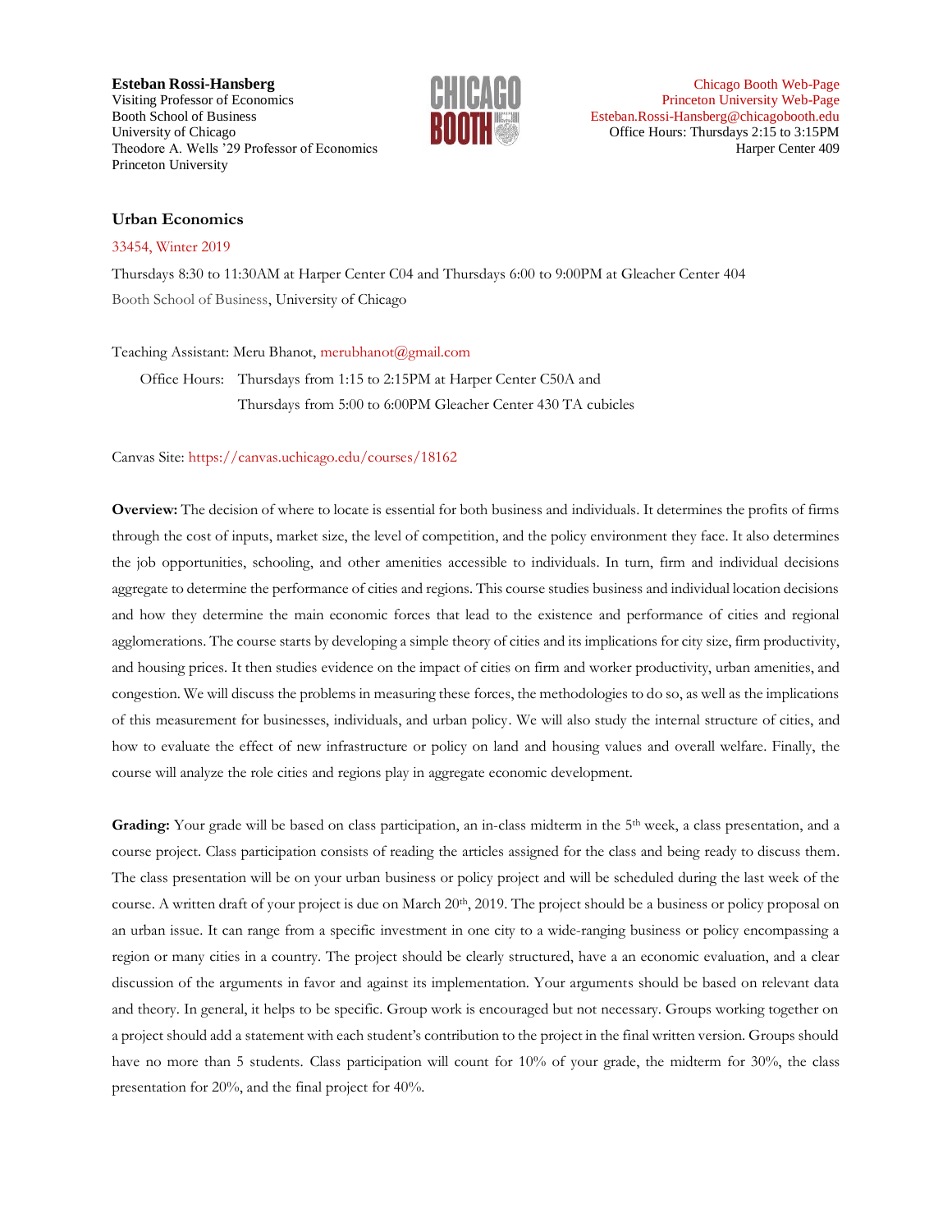**Esteban Rossi-Hansberg**
Visiting Professor of Economics
Booth School of Business
University of Chicago
Theodore A. Wells '29 Professor of Economics
Princeton University

Chicago Booth Web-Page
Princeton University Web-Page
Esteban.Rossi-Hansberg@chicagobooth.edu
Office Hours: Thursdays 2:15 to 3:15PM
Harper Center 409

### Urban Economics

33454, Winter 2019

Thursdays 8:30 to 11:30AM at Harper Center C04 and Thursdays 6:00 to 9:00PM at Gleacher Center 404

Booth School of Business, University of Chicago

Teaching Assistant: Meru Bhanot, merubhanot@gmail.com

Office Hours: Thursdays from 1:15 to 2:15PM at Harper Center C50A and
Thursdays from 5:00 to 6:00PM Gleacher Center 430 TA cubicles

Canvas Site: https://canvas.uchicago.edu/courses/18162

**Overview:** The decision of where to locate is essential for both business and individuals. It determines the profits of firms through the cost of inputs, market size, the level of competition, and the policy environment they face. It also determines the job opportunities, schooling, and other amenities accessible to individuals. In turn, firm and individual decisions aggregate to determine the performance of cities and regions. This course studies business and individual location decisions and how they determine the main economic forces that lead to the existence and performance of cities and regional agglomerations. The course starts by developing a simple theory of cities and its implications for city size, firm productivity, and housing prices. It then studies evidence on the impact of cities on firm and worker productivity, urban amenities, and congestion. We will discuss the problems in measuring these forces, the methodologies to do so, as well as the implications of this measurement for businesses, individuals, and urban policy. We will also study the internal structure of cities, and how to evaluate the effect of new infrastructure or policy on land and housing values and overall welfare. Finally, the course will analyze the role cities and regions play in aggregate economic development.

**Grading:** Your grade will be based on class participation, an in-class midterm in the 5th week, a class presentation, and a course project. Class participation consists of reading the articles assigned for the class and being ready to discuss them. The class presentation will be on your urban business or policy project and will be scheduled during the last week of the course. A written draft of your project is due on March 20th, 2019. The project should be a business or policy proposal on an urban issue. It can range from a specific investment in one city to a wide-ranging business or policy encompassing a region or many cities in a country. The project should be clearly structured, have a an economic evaluation, and a clear discussion of the arguments in favor and against its implementation. Your arguments should be based on relevant data and theory. In general, it helps to be specific. Group work is encouraged but not necessary. Groups working together on a project should add a statement with each student's contribution to the project in the final written version. Groups should have no more than 5 students. Class participation will count for 10% of your grade, the midterm for 30%, the class presentation for 20%, and the final project for 40%.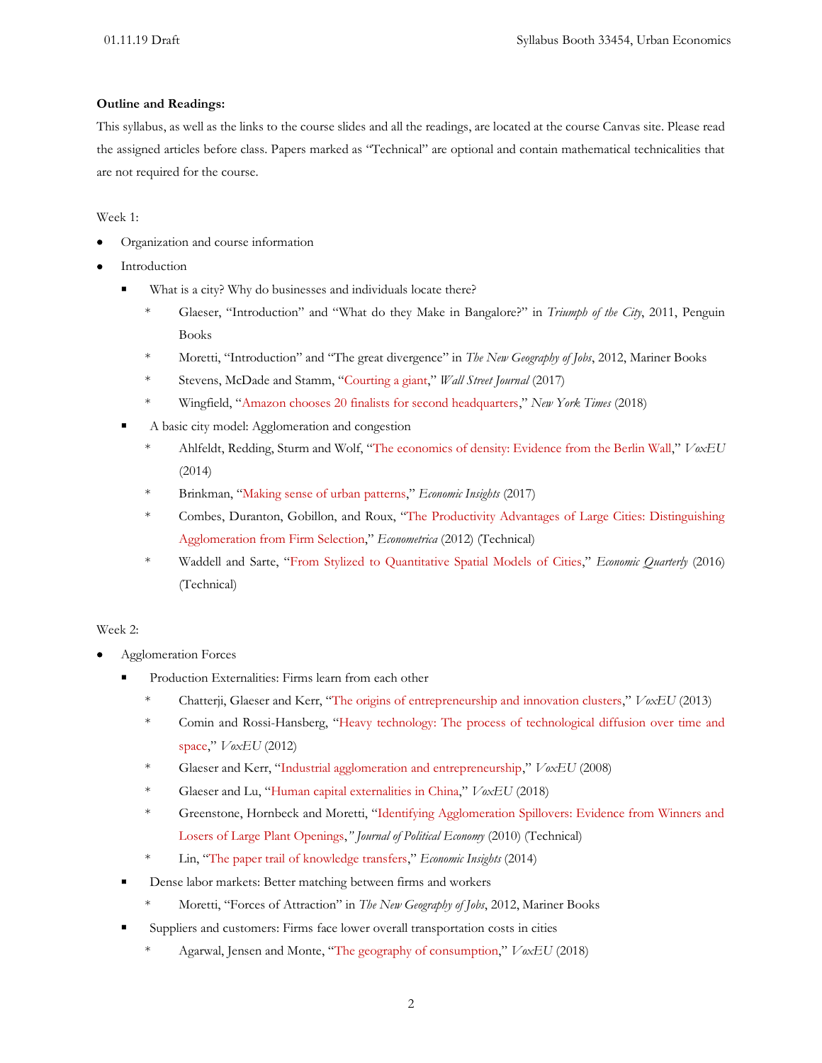**Outline and Readings:**

This syllabus, as well as the links to the course slides and all the readings, are located at the course Canvas site. Please read the assigned articles before class. Papers marked as "Technical" are optional and contain mathematical technicalities that are not required for the course.

Week 1:

- Organization and course information
- Introduction
  - What is a city? Why do businesses and individuals locate there?
    - Glaeser, "Introduction" and "What do they Make in Bangalore?" in *Triumph of the City*, 2011, Penguin Books
    - Moretti, "Introduction" and "The great divergence" in *The New Geography of Jobs*, 2012, Mariner Books
    - Stevens, McDade and Stamm, "Courting a giant," *Wall Street Journal* (2017)
    - Wingfield, "Amazon chooses 20 finalists for second headquarters," *New York Times* (2018)
  - A basic city model: Agglomeration and congestion
    - Ahlfeldt, Redding, Sturm and Wolf, "The economics of density: Evidence from the Berlin Wall," *VoxEU* (2014)
    - Brinkman, "Making sense of urban patterns," *Economic Insights* (2017)
    - Combes, Duranton, Gobillon, and Roux, "The Productivity Advantages of Large Cities: Distinguishing Agglomeration from Firm Selection," *Econometrica* (2012) (Technical)
    - Waddell and Sarte, "From Stylized to Quantitative Spatial Models of Cities," *Economic Quarterly* (2016) (Technical)

Week 2:

- Agglomeration Forces
  - Production Externalities: Firms learn from each other
    - Chatterji, Glaeser and Kerr, "The origins of entrepreneurship and innovation clusters," *VoxEU* (2013)
    - Comin and Rossi-Hansberg, "Heavy technology: The process of technological diffusion over time and space," *VoxEU* (2012)
    - Glaeser and Kerr, "Industrial agglomeration and entrepreneurship," *VoxEU* (2008)
    - Glaeser and Lu, "Human capital externalities in China," *VoxEU* (2018)
    - Greenstone, Hornbeck and Moretti, "Identifying Agglomeration Spillovers: Evidence from Winners and Losers of Large Plant Openings," *Journal of Political Economy* (2010) (Technical)
    - Lin, "The paper trail of knowledge transfers," *Economic Insights* (2014)
  - Dense labor markets: Better matching between firms and workers
    - Moretti, "Forces of Attraction" in *The New Geography of Jobs*, 2012, Mariner Books
  - Suppliers and customers: Firms face lower overall transportation costs in cities
    - Agarwal, Jensen and Monte, "The geography of consumption," *VoxEU* (2018)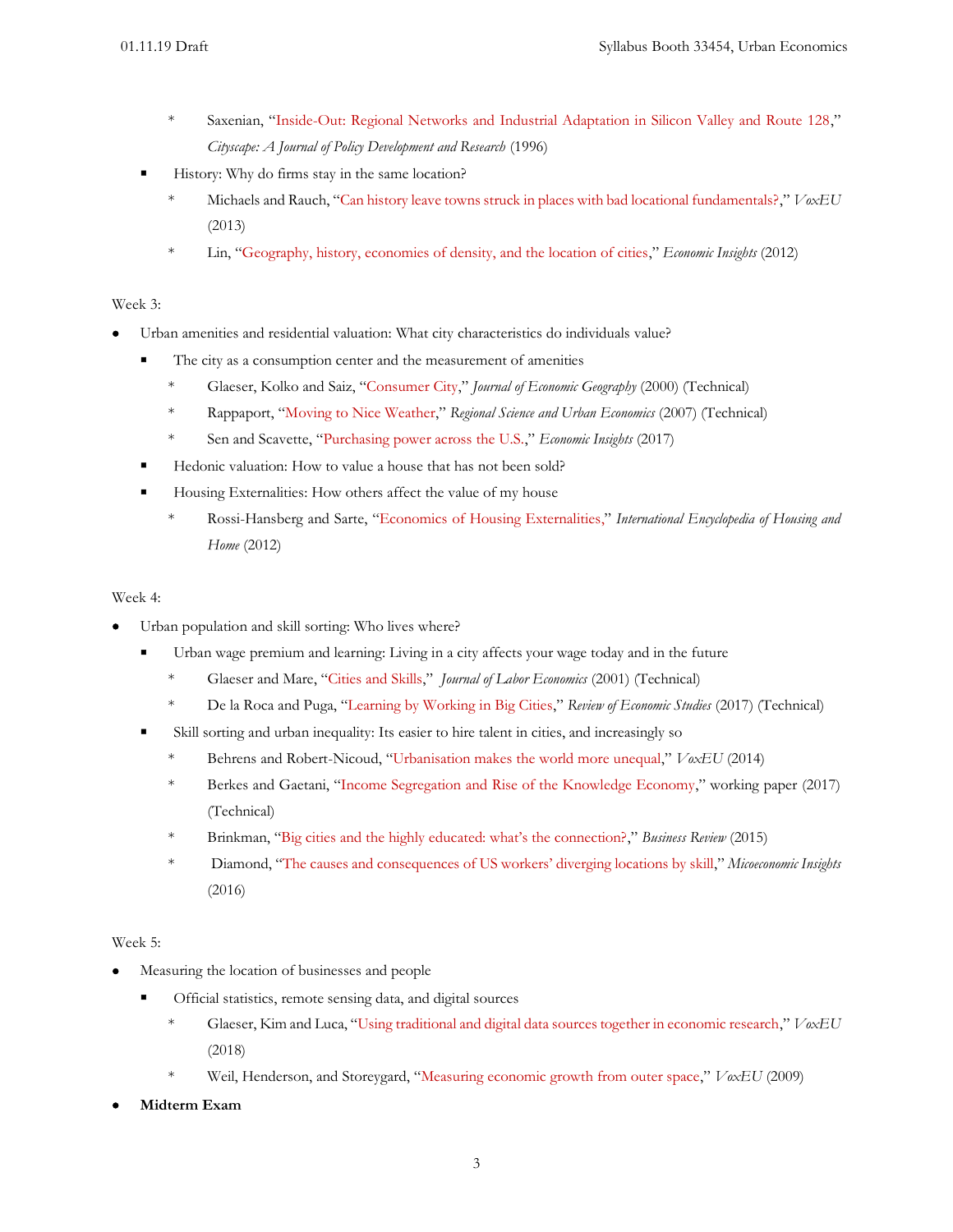* Saxenian, "Inside-Out: Regional Networks and Industrial Adaptation in Silicon Valley and Route 128," *Cityscape: A Journal of Policy Development and Research* (1996)
  - History: Why do firms stay in the same location?
    * Michaels and Rauch, "Can history leave towns struck in places with bad locational fundamentals?," *VoxEU* (2013)
    * Lin, "Geography, history, economies of density, and the location of cities," *Economic Insights* (2012)

Week 3:

- Urban amenities and residential valuation: What city characteristics do individuals value?
  - The city as a consumption center and the measurement of amenities
    * Glaeser, Kolko and Saiz, "Consumer City," *Journal of Economic Geography* (2000) (Technical)
    * Rappaport, "Moving to Nice Weather," *Regional Science and Urban Economics* (2007) (Technical)
    * Sen and Scavette, "Purchasing power across the U.S.," *Economic Insights* (2017)
  - Hedonic valuation: How to value a house that has not been sold?
  - Housing Externalities: How others affect the value of my house
    * Rossi-Hansberg and Sarte, "Economics of Housing Externalities," *International Encyclopedia of Housing and Home* (2012)

Week 4:

- Urban population and skill sorting: Who lives where?
  - Urban wage premium and learning: Living in a city affects your wage today and in the future
    * Glaeser and Mare, "Cities and Skills," *Journal of Labor Economics* (2001) (Technical)
    * De la Roca and Puga, "Learning by Working in Big Cities," *Review of Economic Studies* (2017) (Technical)
  - Skill sorting and urban inequality: Its easier to hire talent in cities, and increasingly so
    * Behrens and Robert-Nicoud, "Urbanisation makes the world more unequal," *VoxEU* (2014)
    * Berkes and Gaetani, "Income Segregation and Rise of the Knowledge Economy," working paper (2017) (Technical)
    * Brinkman, "Big cities and the highly educated: what's the connection?," *Business Review* (2015)
    * Diamond, "The causes and consequences of US workers' diverging locations by skill," *Micoeconomic Insights* (2016)

Week 5:

- Measuring the location of businesses and people
  - Official statistics, remote sensing data, and digital sources
    * Glaeser, Kim and Luca, "Using traditional and digital data sources together in economic research," *VoxEU* (2018)
    * Weil, Henderson, and Storeygard, "Measuring economic growth from outer space," *VoxEU* (2009)
- **Midterm Exam**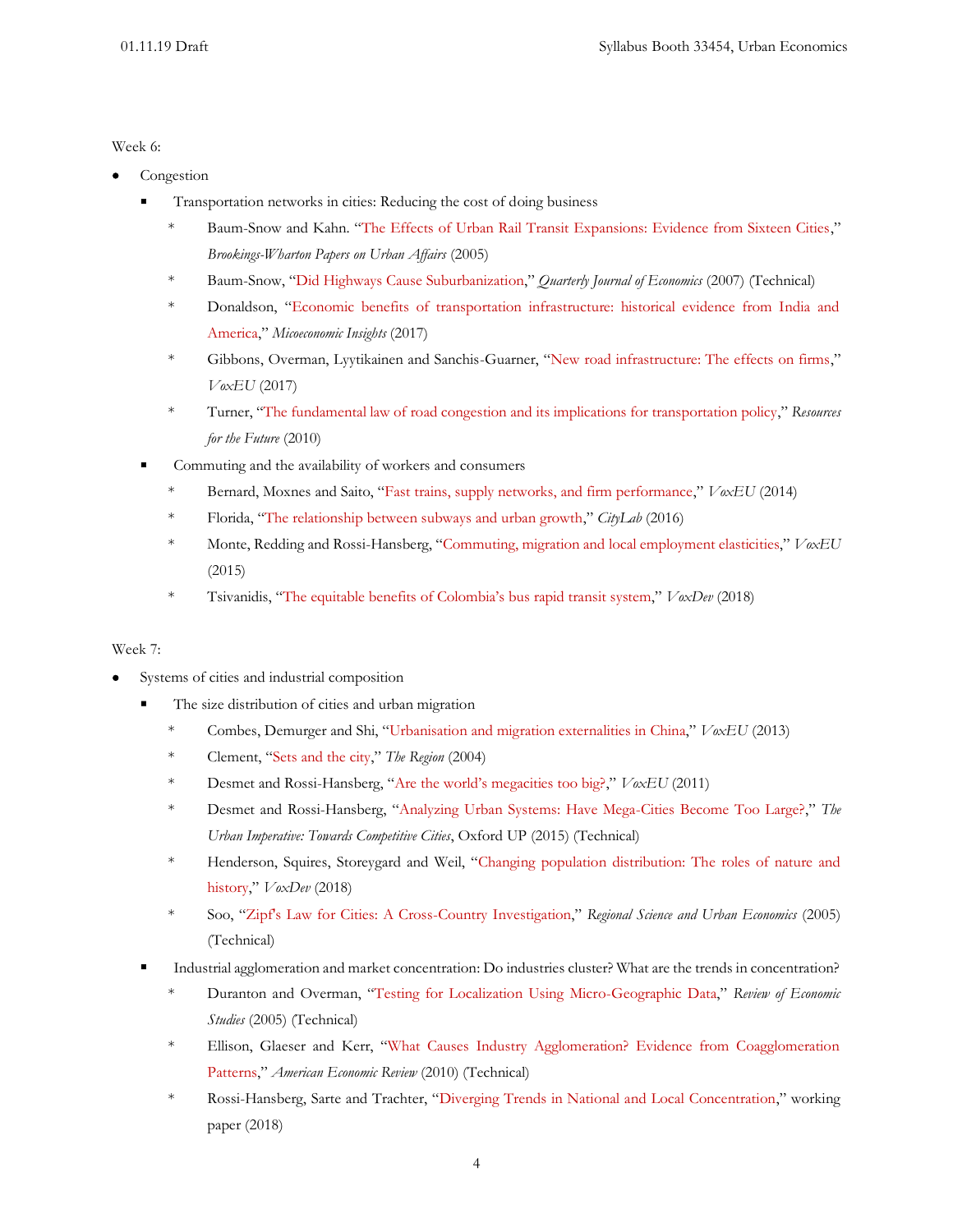Week 6:

- Congestion
  - Transportation networks in cities: Reducing the cost of doing business
    - Baum-Snow and Kahn. "The Effects of Urban Rail Transit Expansions: Evidence from Sixteen Cities," *Brookings-Wharton Papers on Urban Affairs* (2005)
    - Baum-Snow, "Did Highways Cause Suburbanization," *Quarterly Journal of Economics* (2007) (Technical)
    - Donaldson, "Economic benefits of transportation infrastructure: historical evidence from India and America," *Micoeconomic Insights* (2017)
    - Gibbons, Overman, Lyytikainen and Sanchis-Guarner, "New road infrastructure: The effects on firms," *VoxEU* (2017)
    - Turner, "The fundamental law of road congestion and its implications for transportation policy," *Resources for the Future* (2010)
  - Commuting and the availability of workers and consumers
    - Bernard, Moxnes and Saito, "Fast trains, supply networks, and firm performance," *VoxEU* (2014)
    - Florida, "The relationship between subways and urban growth," *CityLab* (2016)
    - Monte, Redding and Rossi-Hansberg, "Commuting, migration and local employment elasticities," *VoxEU* (2015)
    - Tsivanidis, "The equitable benefits of Colombia's bus rapid transit system," *VoxDev* (2018)

Week 7:

- Systems of cities and industrial composition
  - The size distribution of cities and urban migration
    - Combes, Demurger and Shi, "Urbanisation and migration externalities in China," *VoxEU* (2013)
    - Clement, "Sets and the city," *The Region* (2004)
    - Desmet and Rossi-Hansberg, "Are the world's megacities too big?," *VoxEU* (2011)
    - Desmet and Rossi-Hansberg, "Analyzing Urban Systems: Have Mega-Cities Become Too Large?," *The Urban Imperative: Towards Competitive Cities*, Oxford UP (2015) (Technical)
    - Henderson, Squires, Storeygard and Weil, "Changing population distribution: The roles of nature and history," *VoxDev* (2018)
    - Soo, "Zipf's Law for Cities: A Cross-Country Investigation," *Regional Science and Urban Economics* (2005) (Technical)
  - Industrial agglomeration and market concentration: Do industries cluster? What are the trends in concentration?
    - Duranton and Overman, "Testing for Localization Using Micro-Geographic Data," *Review of Economic Studies* (2005) (Technical)
    - Ellison, Glaeser and Kerr, "What Causes Industry Agglomeration? Evidence from Coagglomeration Patterns," *American Economic Review* (2010) (Technical)
    - Rossi-Hansberg, Sarte and Trachter, "Diverging Trends in National and Local Concentration," working paper (2018)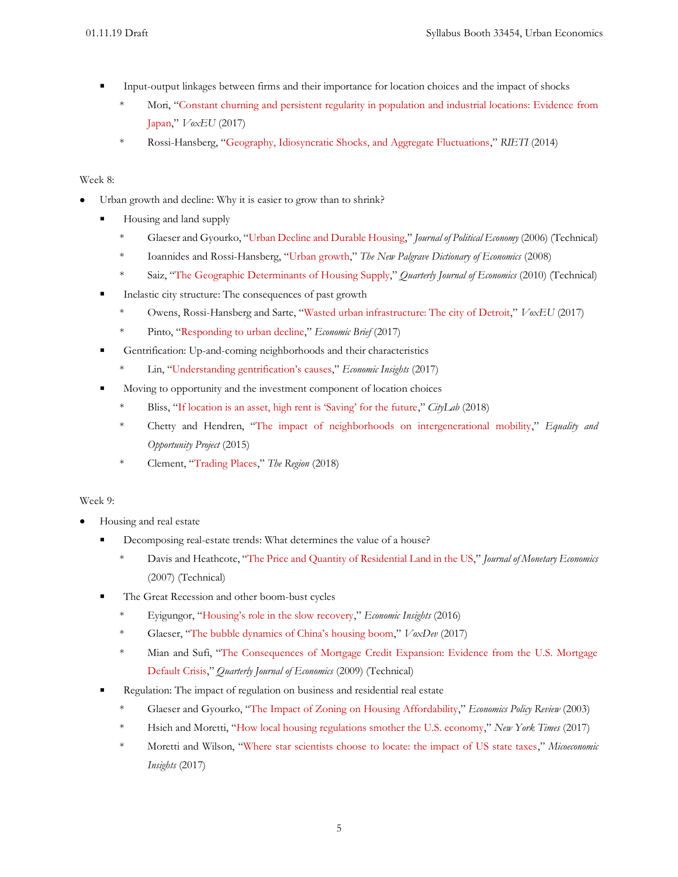- Input-output linkages between firms and their importance for location choices and the impact of shocks
  - Mori, "Constant churning and persistent regularity in population and industrial locations: Evidence from Japan," *VoxEU* (2017)
  - Rossi-Hansberg, "Geography, Idiosyncratic Shocks, and Aggregate Fluctuations," *RIETI* (2014)

Week 8:

- Urban growth and decline: Why it is easier to grow than to shrink?
  - Housing and land supply
    - Glaeser and Gyourko, "Urban Decline and Durable Housing," *Journal of Political Economy* (2006) (Technical)
    - Ioannides and Rossi-Hansberg, "Urban growth," *The New Palgrave Dictionary of Economics* (2008)
    - Saiz, "The Geographic Determinants of Housing Supply," *Quarterly Journal of Economics* (2010) (Technical)
  - Inelastic city structure: The consequences of past growth
    - Owens, Rossi-Hansberg and Sarte, "Wasted urban infrastructure: The city of Detroit," *VoxEU* (2017)
    - Pinto, "Responding to urban decline," *Economic Brief* (2017)
  - Gentrification: Up-and-coming neighborhoods and their characteristics
    - Lin, "Understanding gentrification's causes," *Economic Insights* (2017)
  - Moving to opportunity and the investment component of location choices
    - Bliss, "If location is an asset, high rent is 'Saving' for the future," *CityLab* (2018)
    - Chetty and Hendren, "The impact of neighborhoods on intergenerational mobility," *Equality and Opportunity Project* (2015)
    - Clement, "Trading Places," *The Region* (2018)

Week 9:

- Housing and real estate
  - Decomposing real-estate trends: What determines the value of a house?
    - Davis and Heathcote, "The Price and Quantity of Residential Land in the US," *Journal of Monetary Economics* (2007) (Technical)
  - The Great Recession and other boom-bust cycles
    - Eyigungor, "Housing's role in the slow recovery," *Economic Insights* (2016)
    - Glaeser, "The bubble dynamics of China's housing boom," *VoxDev* (2017)
    - Mian and Sufi, "The Consequences of Mortgage Credit Expansion: Evidence from the U.S. Mortgage Default Crisis," *Quarterly Journal of Economics* (2009) (Technical)
  - Regulation: The impact of regulation on business and residential real estate
    - Glaeser and Gyourko, "The Impact of Zoning on Housing Affordability," *Economics Policy Review* (2003)
    - Hsieh and Moretti, "How local housing regulations smother the U.S. economy," *New York Times* (2017)
    - Moretti and Wilson, "Where star scientists choose to locate: the impact of US state taxes," *Micoeconomic Insights* (2017)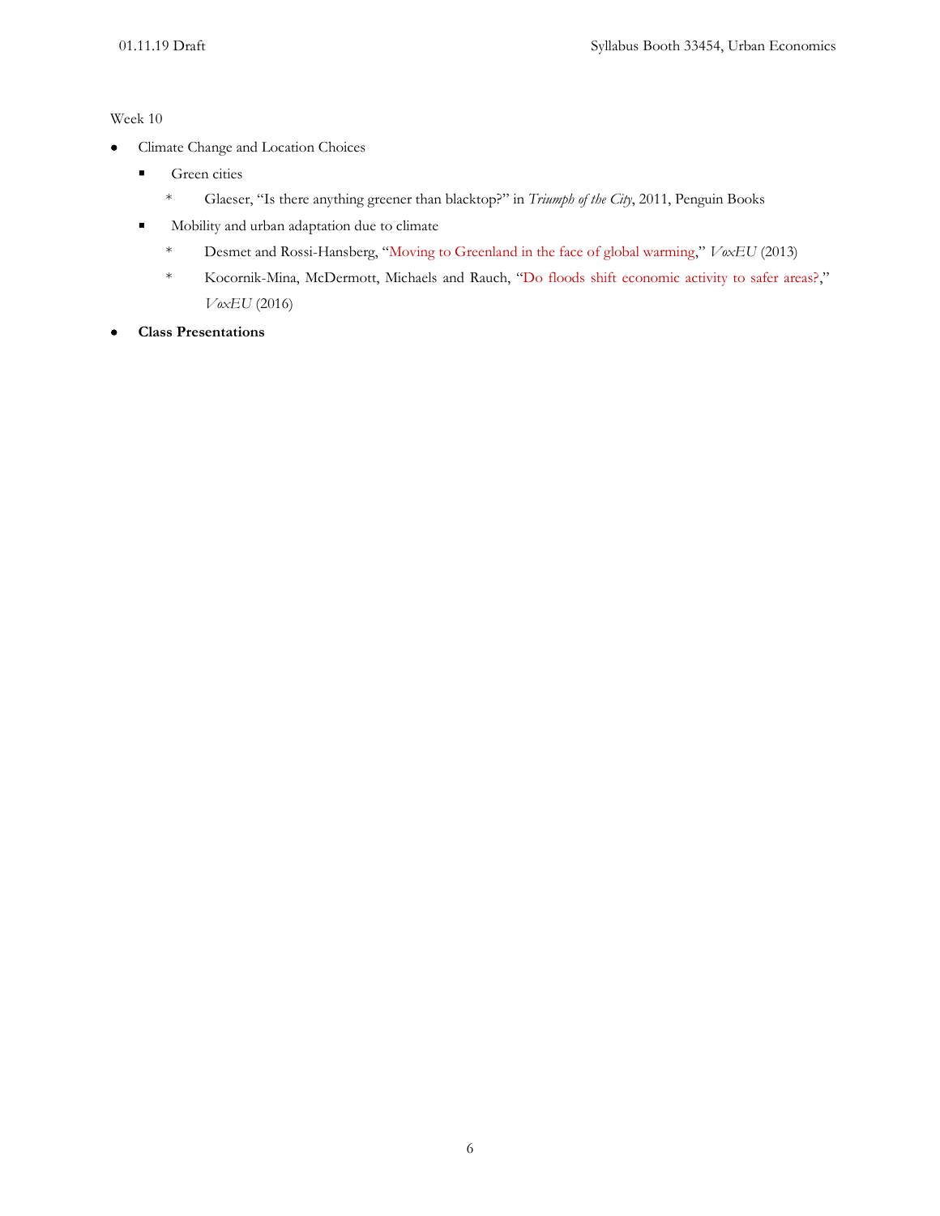Week 10

- Climate Change and Location Choices
  - Green cities
    - Glaeser, "Is there anything greener than blacktop?" in *Triumph of the City*, 2011, Penguin Books
  - Mobility and urban adaptation due to climate
    - Desmet and Rossi-Hansberg, "Moving to Greenland in the face of global warming," *VoxEU* (2013)
    - Kocornik-Mina, McDermott, Michaels and Rauch, "Do floods shift economic activity to safer areas?," *VoxEU* (2016)
- **Class Presentations**